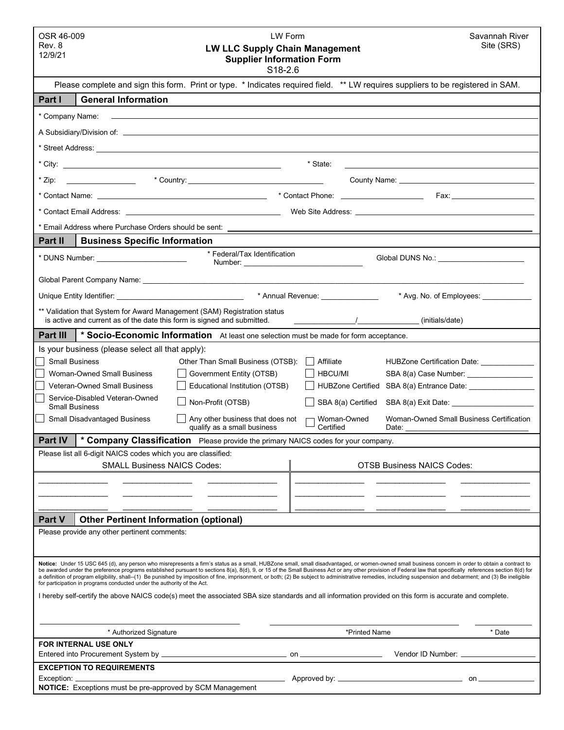OSR 46-009
Rev. 8
12/9/21

LW Form

# LW LLC Supply Chain Management Supplier Information Form

S18-2.6

Savannah River Site (SRS)

Please complete and sign this form. Print or type. * Indicates required field. ** LW requires suppliers to be registered in SAM.

## Part I General Information

* Company Name: ______

A Subsidiary/Division of: ______

* Street Address: ______

* City: ______ * State: ______

* Zip: ______ * Country: ______ County Name: ______

* Contact Name: ______ * Contact Phone: ______ Fax: ______

* Contact Email Address: ______ Web Site Address: ______

* Email Address where Purchase Orders should be sent: ______

## Part II Business Specific Information

* DUNS Number: ______ * Federal/Tax Identification Number: ______ Global DUNS No.: ______

Global Parent Company Name: ______

Unique Entity Identifier: ______ * Annual Revenue: ______ * Avg. No. of Employees: ______

** Validation that System for Award Management (SAM) Registration status is active and current as of the date this form is signed and submitted. ______/______ (initials/date)

## Part III * Socio-Economic Information

At least one selection must be made for form acceptance.

Is your business (please select all that apply):

| | Other Than Small Business (OTSB): | | |
|---|---|---|---|
| ☐ Small Business | | ☐ Affiliate | HUBZone Certification Date: ______ |
| ☐ Woman-Owned Small Business | ☐ Government Entity (OTSB) | ☐ HBCU/MI | SBA 8(a) Case Number: ______ |
| ☐ Veteran-Owned Small Business | ☐ Educational Institution (OTSB) | ☐ HUBZone Certified | SBA 8(a) Entrance Date: ______ |
| ☐ Service-Disabled Veteran-Owned Small Business | ☐ Non-Profit (OTSB) | ☐ SBA 8(a) Certified | SBA 8(a) Exit Date: ______ |
| ☐ Small Disadvantaged Business | ☐ Any other business that does not qualify as a small business | ☐ Woman-Owned Certified | Woman-Owned Small Business Certification Date: ______ |

## Part IV * Company Classification

Please provide the primary NAICS codes for your company.

Please list all 6-digit NAICS codes which you are classified:

| SMALL Business NAICS Codes: | | | OTSB Business NAICS Codes: | | |
|---|---|---|---|---|---|
| ______ | ______ | ______ | ______ | ______ | ______ |
| ______ | ______ | ______ | ______ | ______ | ______ |
| ______ | ______ | ______ | ______ | ______ | ______ |

## Part V Other Pertinent Information (optional)

Please provide any other pertinent comments:

**Notice:** Under 15 USC 645 (d), any person who misrepresents a firm's status as a small, HUBZone small, small disadvantaged, or women-owned small business concern in order to obtain a contract to be awarded under the preference programs established pursuant to sections 8(a), 8(d), 9, or 15 of the Small Business Act or any other provision of Federal law that specifically references section 8(d) for a definition of program eligibility, shall--(1) Be punished by imposition of fine, imprisonment, or both; (2) Be subject to administrative remedies, including suspension and debarment; and (3) Be ineligible for participation in programs conducted under the authority of the Act.

I hereby self-certify the above NAICS code(s) meet the associated SBA size standards and all information provided on this form is accurate and complete.

______ * Authorized Signature ______ *Printed Name ______ * Date

**FOR INTERNAL USE ONLY**

Entered into Procurement System by ______ on ______ Vendor ID Number: ______

**EXCEPTION TO REQUIREMENTS**

Exception: ______ Approved by: ______ on ______

**NOTICE:** Exceptions must be pre-approved by SCM Management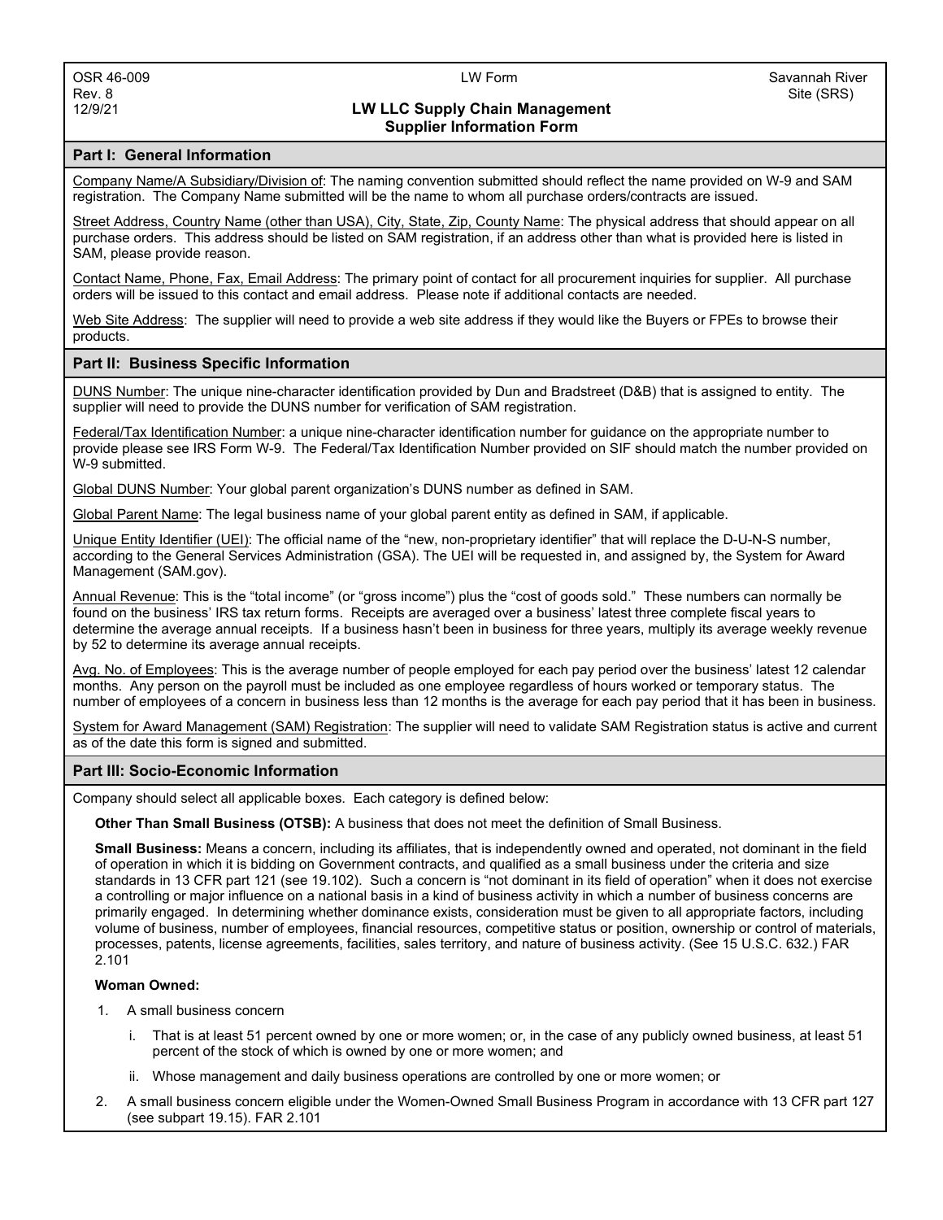# LW LLC Supply Chain Management Supplier Information Form

## Part I: General Information

Company Name/A Subsidiary/Division of: The naming convention submitted should reflect the name provided on W-9 and SAM registration. The Company Name submitted will be the name to whom all purchase orders/contracts are issued.

Street Address, Country Name (other than USA), City, State, Zip, County Name: The physical address that should appear on all purchase orders. This address should be listed on SAM registration, if an address other than what is provided here is listed in SAM, please provide reason.

Contact Name, Phone, Fax, Email Address: The primary point of contact for all procurement inquiries for supplier. All purchase orders will be issued to this contact and email address. Please note if additional contacts are needed.

Web Site Address: The supplier will need to provide a web site address if they would like the Buyers or FPEs to browse their products.

## Part II: Business Specific Information

DUNS Number: The unique nine-character identification provided by Dun and Bradstreet (D&B) that is assigned to entity. The supplier will need to provide the DUNS number for verification of SAM registration.

Federal/Tax Identification Number: a unique nine-character identification number for guidance on the appropriate number to provide please see IRS Form W-9. The Federal/Tax Identification Number provided on SIF should match the number provided on W-9 submitted.

Global DUNS Number: Your global parent organization's DUNS number as defined in SAM.

Global Parent Name: The legal business name of your global parent entity as defined in SAM, if applicable.

Unique Entity Identifier (UEI): The official name of the "new, non-proprietary identifier" that will replace the D-U-N-S number, according to the General Services Administration (GSA). The UEI will be requested in, and assigned by, the System for Award Management (SAM.gov).

Annual Revenue: This is the "total income" (or "gross income") plus the "cost of goods sold." These numbers can normally be found on the business' IRS tax return forms. Receipts are averaged over a business' latest three complete fiscal years to determine the average annual receipts. If a business hasn't been in business for three years, multiply its average weekly revenue by 52 to determine its average annual receipts.

Avg. No. of Employees: This is the average number of people employed for each pay period over the business' latest 12 calendar months. Any person on the payroll must be included as one employee regardless of hours worked or temporary status. The number of employees of a concern in business less than 12 months is the average for each pay period that it has been in business.

System for Award Management (SAM) Registration: The supplier will need to validate SAM Registration status is active and current as of the date this form is signed and submitted.

## Part III: Socio-Economic Information

Company should select all applicable boxes. Each category is defined below:

**Other Than Small Business (OTSB):** A business that does not meet the definition of Small Business.

**Small Business:** Means a concern, including its affiliates, that is independently owned and operated, not dominant in the field of operation in which it is bidding on Government contracts, and qualified as a small business under the criteria and size standards in 13 CFR part 121 (see 19.102). Such a concern is "not dominant in its field of operation" when it does not exercise a controlling or major influence on a national basis in a kind of business activity in which a number of business concerns are primarily engaged. In determining whether dominance exists, consideration must be given to all appropriate factors, including volume of business, number of employees, financial resources, competitive status or position, ownership or control of materials, processes, patents, license agreements, facilities, sales territory, and nature of business activity. (See 15 U.S.C. 632.) FAR 2.101

**Woman Owned:**

1. A small business concern
   i. That is at least 51 percent owned by one or more women; or, in the case of any publicly owned business, at least 51 percent of the stock of which is owned by one or more women; and
   ii. Whose management and daily business operations are controlled by one or more women; or
2. A small business concern eligible under the Women-Owned Small Business Program in accordance with 13 CFR part 127 (see subpart 19.15). FAR 2.101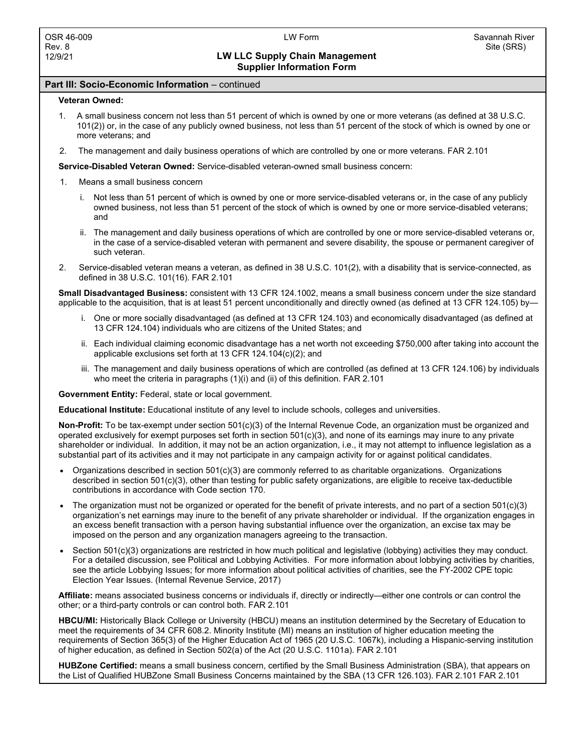## Part III: Socio-Economic Information – continued

**Veteran Owned:**

1. A small business concern not less than 51 percent of which is owned by one or more veterans (as defined at 38 U.S.C. 101(2)) or, in the case of any publicly owned business, not less than 51 percent of the stock of which is owned by one or more veterans; and
2. The management and daily business operations of which are controlled by one or more veterans. FAR 2.101

**Service-Disabled Veteran Owned:** Service-disabled veteran-owned small business concern:

1. Means a small business concern
   - i. Not less than 51 percent of which is owned by one or more service-disabled veterans or, in the case of any publicly owned business, not less than 51 percent of the stock of which is owned by one or more service-disabled veterans; and
   - ii. The management and daily business operations of which are controlled by one or more service-disabled veterans or, in the case of a service-disabled veteran with permanent and severe disability, the spouse or permanent caregiver of such veteran.
2. Service-disabled veteran means a veteran, as defined in 38 U.S.C. 101(2), with a disability that is service-connected, as defined in 38 U.S.C. 101(16). FAR 2.101

**Small Disadvantaged Business:** consistent with 13 CFR 124.1002, means a small business concern under the size standard applicable to the acquisition, that is at least 51 percent unconditionally and directly owned (as defined at 13 CFR 124.105) by—

- i. One or more socially disadvantaged (as defined at 13 CFR 124.103) and economically disadvantaged (as defined at 13 CFR 124.104) individuals who are citizens of the United States; and
- ii. Each individual claiming economic disadvantage has a net worth not exceeding $750,000 after taking into account the applicable exclusions set forth at 13 CFR 124.104(c)(2); and
- iii. The management and daily business operations of which are controlled (as defined at 13 CFR 124.106) by individuals who meet the criteria in paragraphs (1)(i) and (ii) of this definition. FAR 2.101

**Government Entity:** Federal, state or local government.

**Educational Institute:** Educational institute of any level to include schools, colleges and universities.

**Non-Profit:** To be tax-exempt under section 501(c)(3) of the Internal Revenue Code, an organization must be organized and operated exclusively for exempt purposes set forth in section 501(c)(3), and none of its earnings may inure to any private shareholder or individual. In addition, it may not be an action organization, i.e., it may not attempt to influence legislation as a substantial part of its activities and it may not participate in any campaign activity for or against political candidates.

- Organizations described in section 501(c)(3) are commonly referred to as charitable organizations. Organizations described in section 501(c)(3), other than testing for public safety organizations, are eligible to receive tax-deductible contributions in accordance with Code section 170.
- The organization must not be organized or operated for the benefit of private interests, and no part of a section 501(c)(3) organization's net earnings may inure to the benefit of any private shareholder or individual. If the organization engages in an excess benefit transaction with a person having substantial influence over the organization, an excise tax may be imposed on the person and any organization managers agreeing to the transaction.
- Section 501(c)(3) organizations are restricted in how much political and legislative (lobbying) activities they may conduct. For a detailed discussion, see Political and Lobbying Activities. For more information about lobbying activities by charities, see the article Lobbying Issues; for more information about political activities of charities, see the FY-2002 CPE topic Election Year Issues. (Internal Revenue Service, 2017)

**Affiliate:** means associated business concerns or individuals if, directly or indirectly—either one controls or can control the other; or a third-party controls or can control both. FAR 2.101

**HBCU/MI:** Historically Black College or University (HBCU) means an institution determined by the Secretary of Education to meet the requirements of 34 CFR 608.2. Minority Institute (MI) means an institution of higher education meeting the requirements of Section 365(3) of the Higher Education Act of 1965 (20 U.S.C. 1067k), including a Hispanic-serving institution of higher education, as defined in Section 502(a) of the Act (20 U.S.C. 1101a). FAR 2.101

**HUBZone Certified:** means a small business concern, certified by the Small Business Administration (SBA), that appears on the List of Qualified HUBZone Small Business Concerns maintained by the SBA (13 CFR 126.103). FAR 2.101 FAR 2.101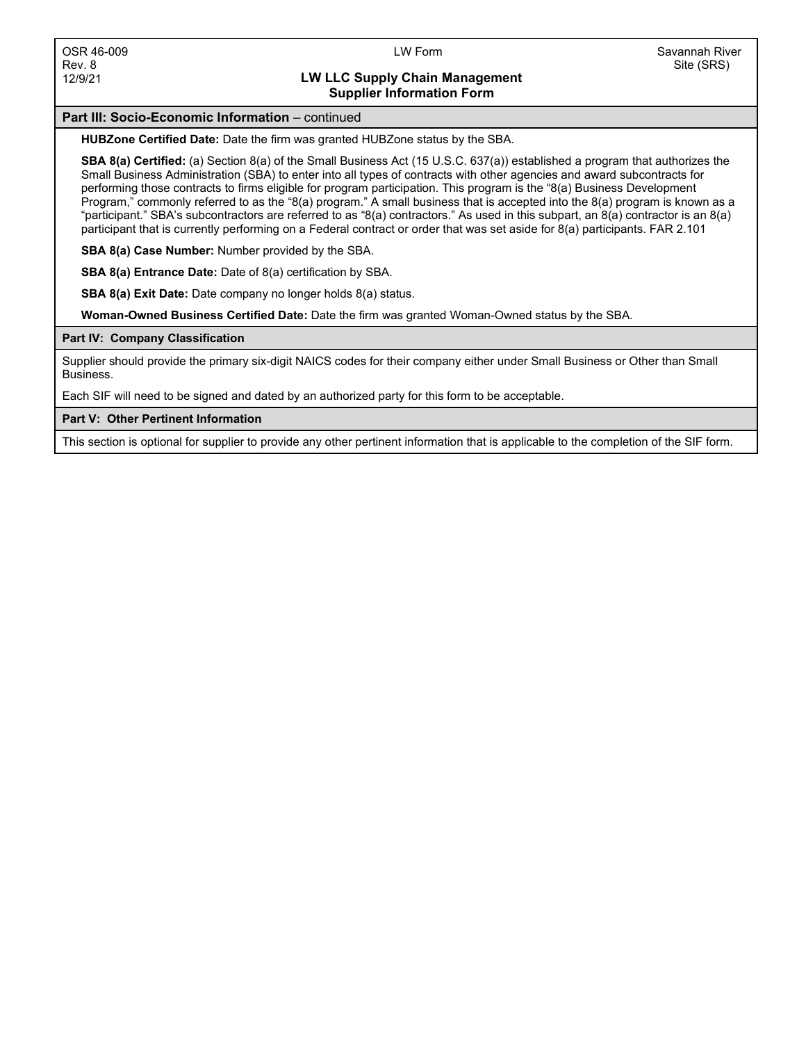## Part III: Socio-Economic Information – continued

**HUBZone Certified Date:** Date the firm was granted HUBZone status by the SBA.

**SBA 8(a) Certified:** (a) Section 8(a) of the Small Business Act (15 U.S.C. 637(a)) established a program that authorizes the Small Business Administration (SBA) to enter into all types of contracts with other agencies and award subcontracts for performing those contracts to firms eligible for program participation. This program is the "8(a) Business Development Program," commonly referred to as the "8(a) program." A small business that is accepted into the 8(a) program is known as a "participant." SBA's subcontractors are referred to as "8(a) contractors." As used in this subpart, an 8(a) contractor is an 8(a) participant that is currently performing on a Federal contract or order that was set aside for 8(a) participants. FAR 2.101

**SBA 8(a) Case Number:** Number provided by the SBA.

**SBA 8(a) Entrance Date:** Date of 8(a) certification by SBA.

**SBA 8(a) Exit Date:** Date company no longer holds 8(a) status.

**Woman-Owned Business Certified Date:** Date the firm was granted Woman-Owned status by the SBA.

## Part IV: Company Classification

Supplier should provide the primary six-digit NAICS codes for their company either under Small Business or Other than Small Business.

Each SIF will need to be signed and dated by an authorized party for this form to be acceptable.

## Part V: Other Pertinent Information

This section is optional for supplier to provide any other pertinent information that is applicable to the completion of the SIF form.